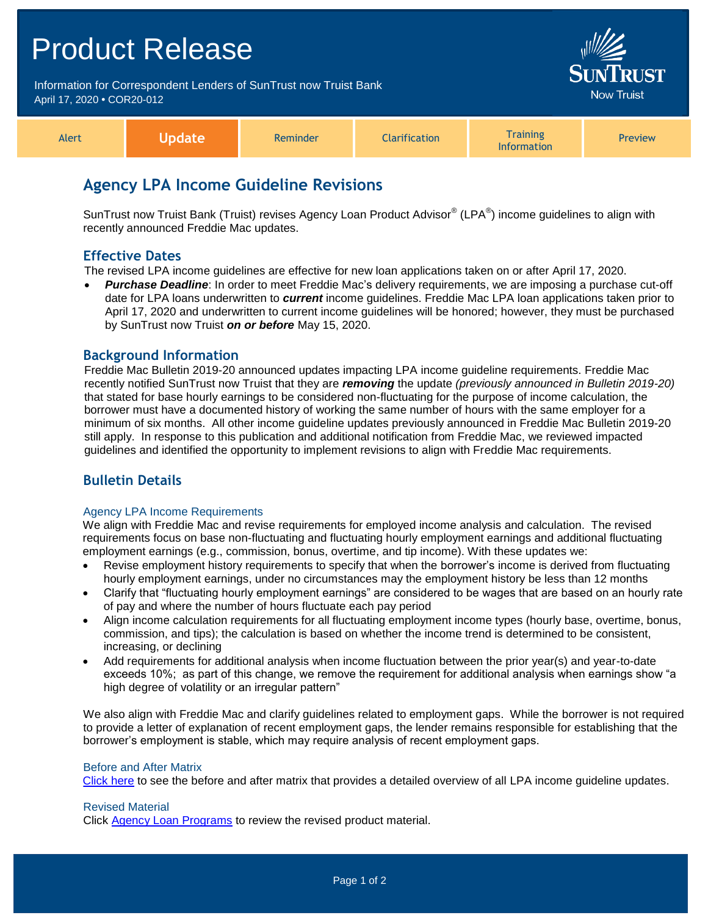# Product Release

Information for Correspondent Lenders of SunTrust now Truist Bank
April 17, 2020 • COR20-012

SunTrust Now Truist

| Alert | **Update** | Reminder | Clarification | Training Information | Preview |
|---|---|---|---|---|---|

## Agency LPA Income Guideline Revisions

SunTrust now Truist Bank (Truist) revises Agency Loan Product Advisor® (LPA®) income guidelines to align with recently announced Freddie Mac updates.

### Effective Dates

The revised LPA income guidelines are effective for new loan applications taken on or after April 17, 2020.

- ***Purchase Deadline***: In order to meet Freddie Mac's delivery requirements, we are imposing a purchase cut-off date for LPA loans underwritten to ***current*** income guidelines. Freddie Mac LPA loan applications taken prior to April 17, 2020 and underwritten to current income guidelines will be honored; however, they must be purchased by SunTrust now Truist ***on or before*** May 15, 2020.

### Background Information

Freddie Mac Bulletin 2019-20 announced updates impacting LPA income guideline requirements. Freddie Mac recently notified SunTrust now Truist that they are ***removing*** the update *(previously announced in Bulletin 2019-20)* that stated for base hourly earnings to be considered non-fluctuating for the purpose of income calculation, the borrower must have a documented history of working the same number of hours with the same employer for a minimum of six months. All other income guideline updates previously announced in Freddie Mac Bulletin 2019-20 still apply. In response to this publication and additional notification from Freddie Mac, we reviewed impacted guidelines and identified the opportunity to implement revisions to align with Freddie Mac requirements.

### Bulletin Details

#### Agency LPA Income Requirements

We align with Freddie Mac and revise requirements for employed income analysis and calculation. The revised requirements focus on base non-fluctuating and fluctuating hourly employment earnings and additional fluctuating employment earnings (e.g., commission, bonus, overtime, and tip income). With these updates we:

- Revise employment history requirements to specify that when the borrower's income is derived from fluctuating hourly employment earnings, under no circumstances may the employment history be less than 12 months
- Clarify that "fluctuating hourly employment earnings" are considered to be wages that are based on an hourly rate of pay and where the number of hours fluctuate each pay period
- Align income calculation requirements for all fluctuating employment income types (hourly base, overtime, bonus, commission, and tips); the calculation is based on whether the income trend is determined to be consistent, increasing, or declining
- Add requirements for additional analysis when income fluctuation between the prior year(s) and year-to-date exceeds 10%; as part of this change, we remove the requirement for additional analysis when earnings show "a high degree of volatility or an irregular pattern"

We also align with Freddie Mac and clarify guidelines related to employment gaps. While the borrower is not required to provide a letter of explanation of recent employment gaps, the lender remains responsible for establishing that the borrower's employment is stable, which may require analysis of recent employment gaps.

#### Before and After Matrix

Click here to see the before and after matrix that provides a detailed overview of all LPA income guideline updates.

#### Revised Material

Click Agency Loan Programs to review the revised product material.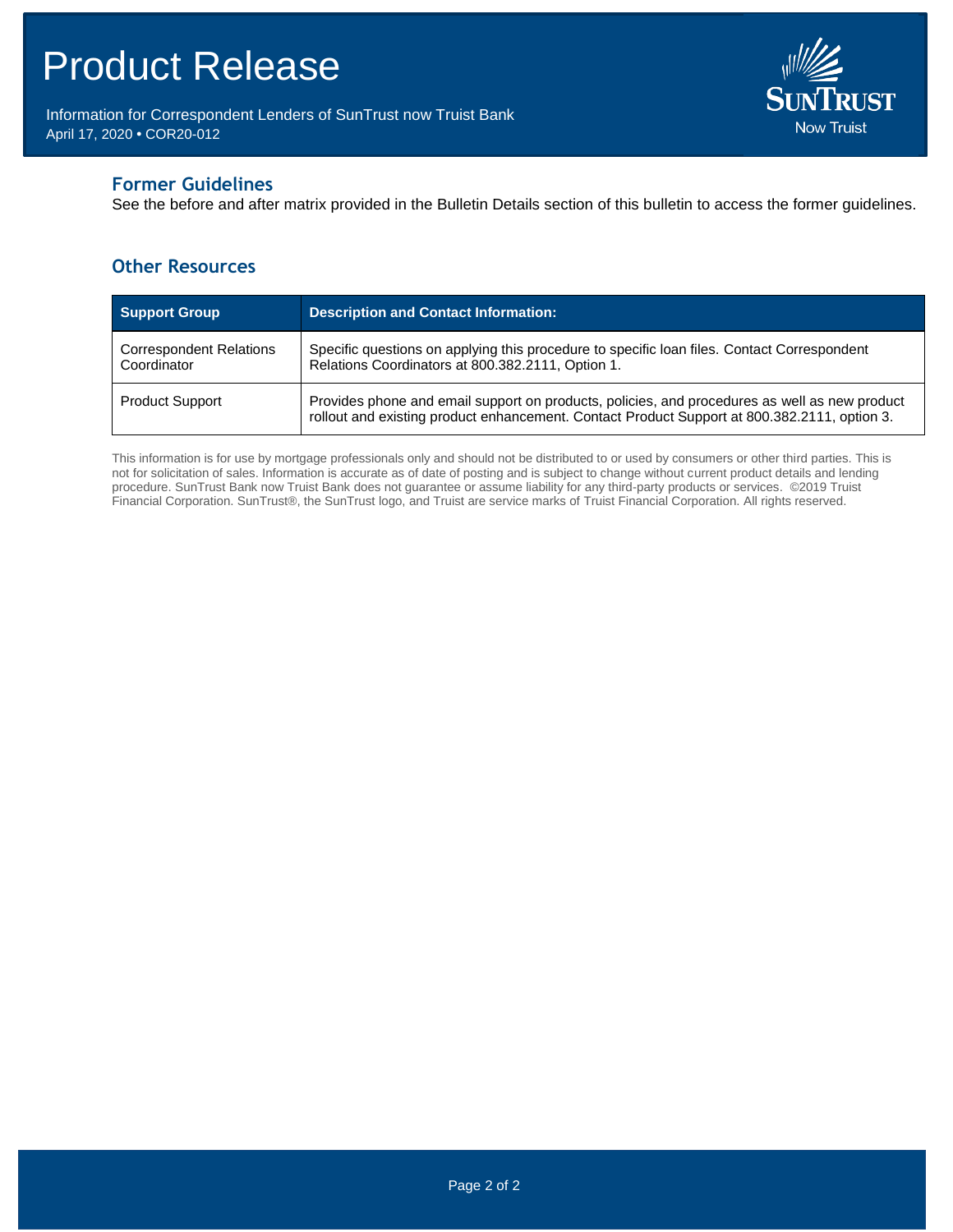## Former Guidelines

See the before and after matrix provided in the Bulletin Details section of this bulletin to access the former guidelines.

## Other Resources

| Support Group | Description and Contact Information: |
|---|---|
| Correspondent Relations Coordinator | Specific questions on applying this procedure to specific loan files. Contact Correspondent Relations Coordinators at 800.382.2111, Option 1. |
| Product Support | Provides phone and email support on products, policies, and procedures as well as new product rollout and existing product enhancement. Contact Product Support at 800.382.2111, option 3. |

This information is for use by mortgage professionals only and should not be distributed to or used by consumers or other third parties. This is not for solicitation of sales. Information is accurate as of date of posting and is subject to change without current product details and lending procedure. SunTrust Bank now Truist Bank does not guarantee or assume liability for any third-party products or services. ©2019 Truist Financial Corporation. SunTrust®, the SunTrust logo, and Truist are service marks of Truist Financial Corporation. All rights reserved.